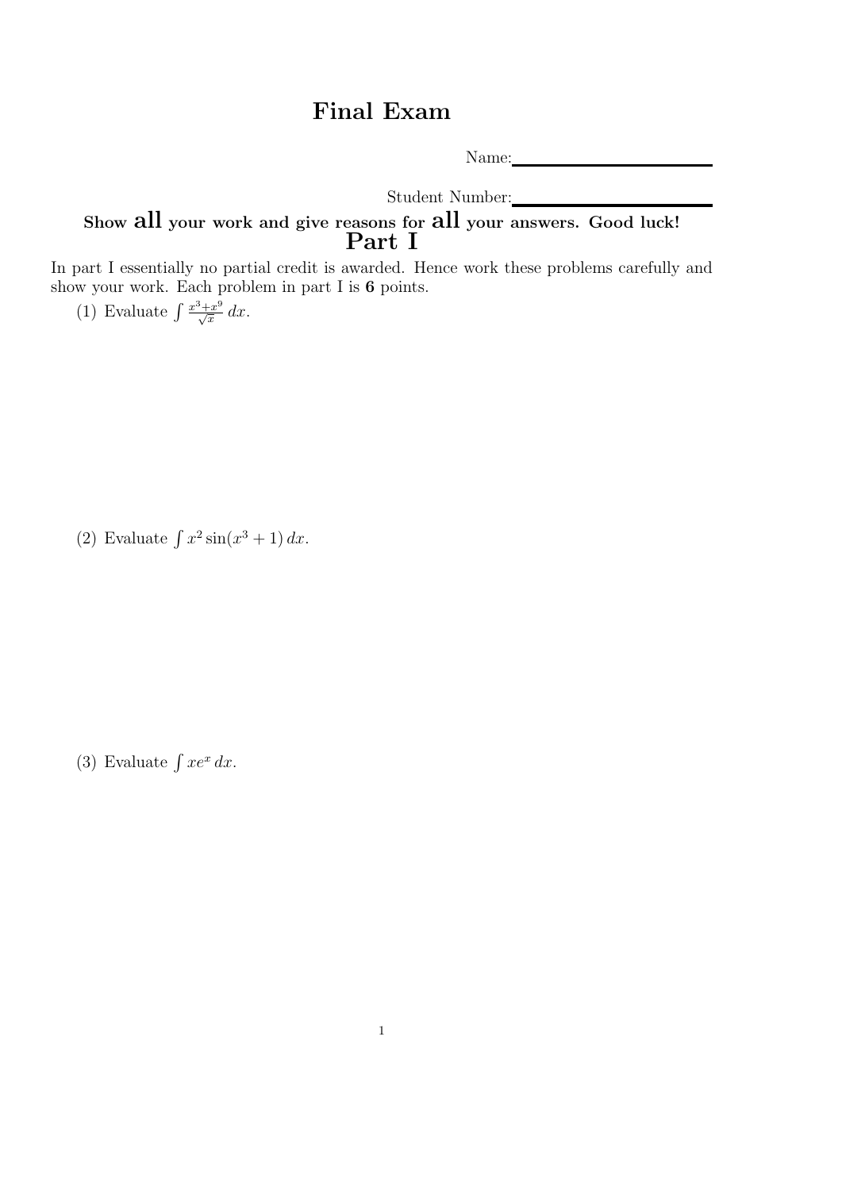# Final Exam

Name:\_\_\_\_\_\_\_\_\_\_\_\_\_\_\_\_\_\_\_\_

Student Number:\_\_\_\_\_\_\_\_\_\_\_\_\_\_\_\_\_\_\_\_

**Show all your work and give reasons for all your answers. Good luck!**

## Part I

In part I essentially no partial credit is awarded. Hence work these problems carefully and show your work. Each problem in part I is **6** points.

(1) Evaluate $\int \frac{x^3+x^9}{\sqrt{x}}\,dx$.

(2) Evaluate $\int x^2 \sin(x^3+1)\,dx$.

(3) Evaluate $\int xe^x\,dx$.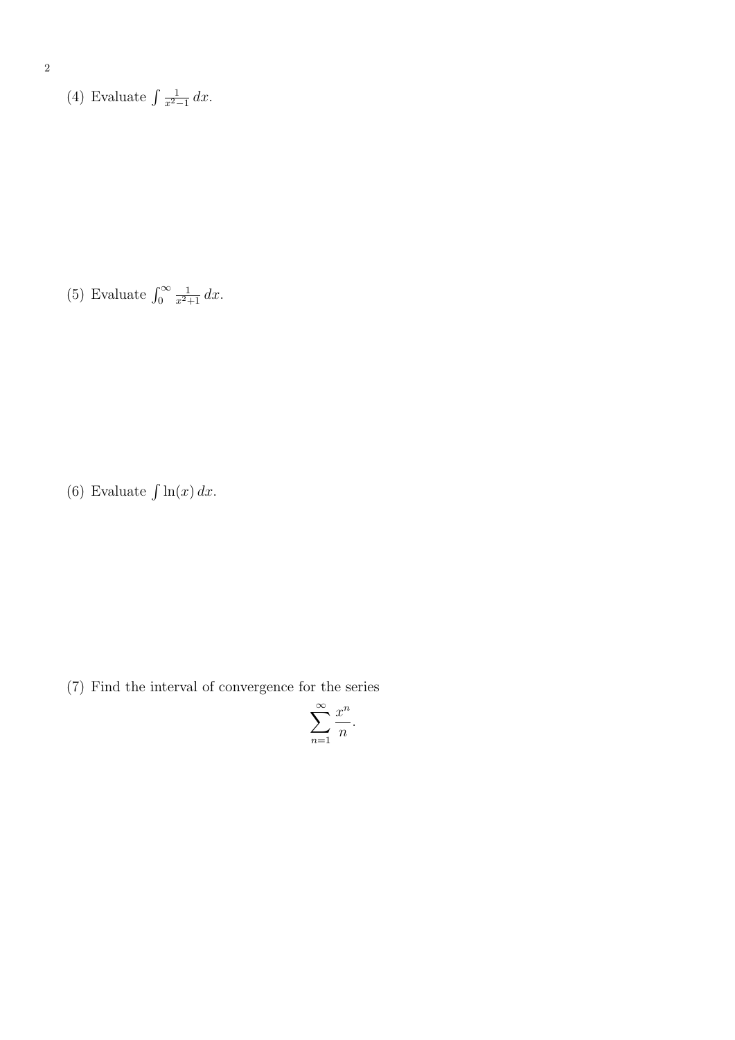(4) Evaluate $\int \frac{1}{x^2-1}\,dx$.

(5) Evaluate $\int_0^\infty \frac{1}{x^2+1}\,dx$.

(6) Evaluate $\int \ln(x)\,dx$.

(7) Find the interval of convergence for the series

$$\sum_{n=1}^{\infty} \frac{x^n}{n}.$$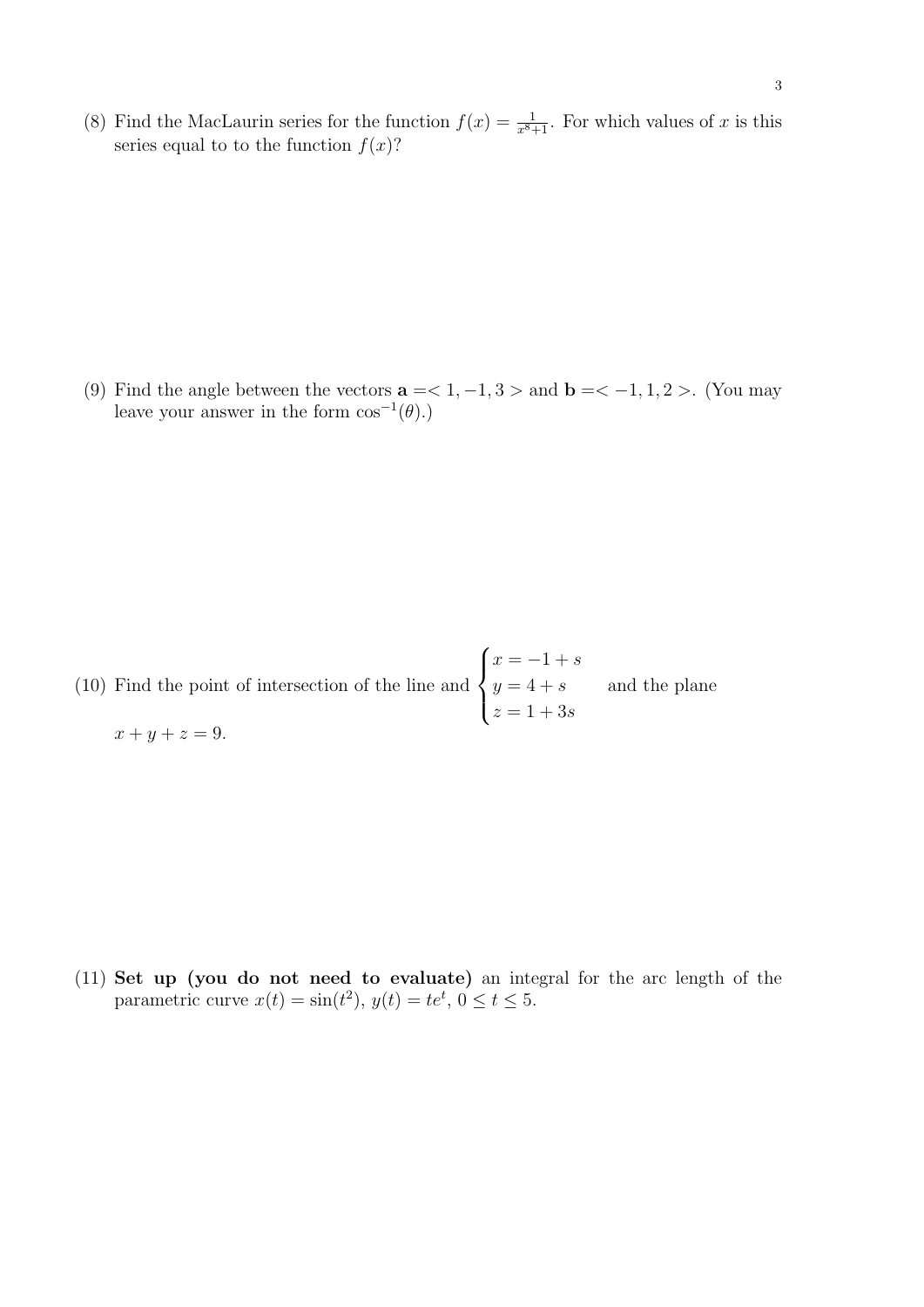(8) Find the MacLaurin series for the function $f(x) = \frac{1}{x^8+1}$. For which values of $x$ is this series equal to to the function $f(x)$?

(9) Find the angle between the vectors $\mathbf{a} = < 1, -1, 3 >$ and $\mathbf{b} = < -1, 1, 2 >$. (You may leave your answer in the form $\cos^{-1}(\theta)$.)

(10) Find the point of intersection of the line and $\begin{cases} x = -1 + s \\ y = 4 + s \\ z = 1 + 3s \end{cases}$ and the plane $x + y + z = 9$.

(11) **Set up (you do not need to evaluate)** an integral for the arc length of the parametric curve $x(t) = \sin(t^2)$, $y(t) = te^t$, $0 \leq t \leq 5$.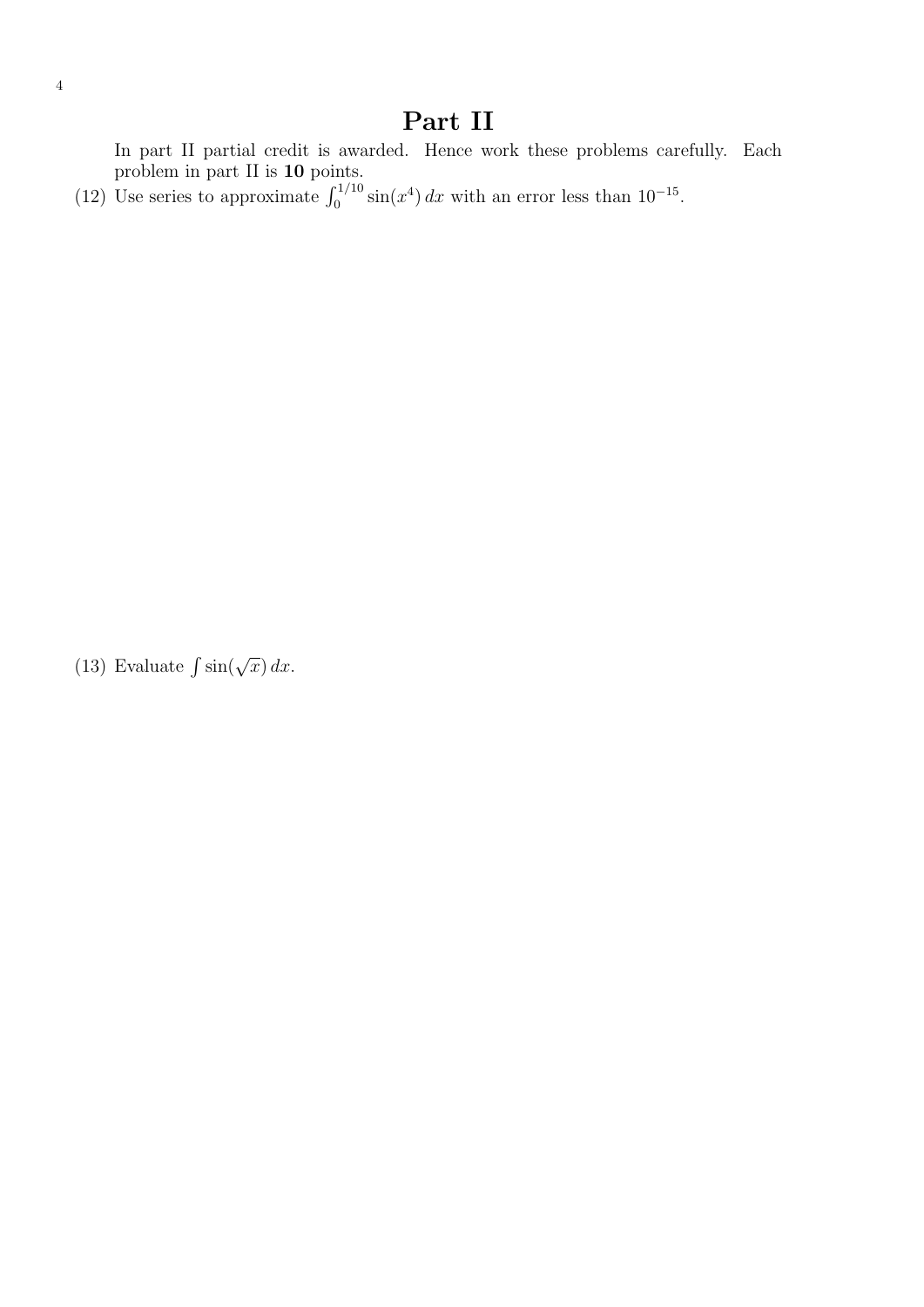# Part II

In part II partial credit is awarded. Hence work these problems carefully. Each problem in part II is **10** points.

(12) Use series to approximate $\int_0^{1/10} \sin(x^4)\,dx$ with an error less than $10^{-15}$.

(13) Evaluate $\int \sin(\sqrt{x})\,dx$.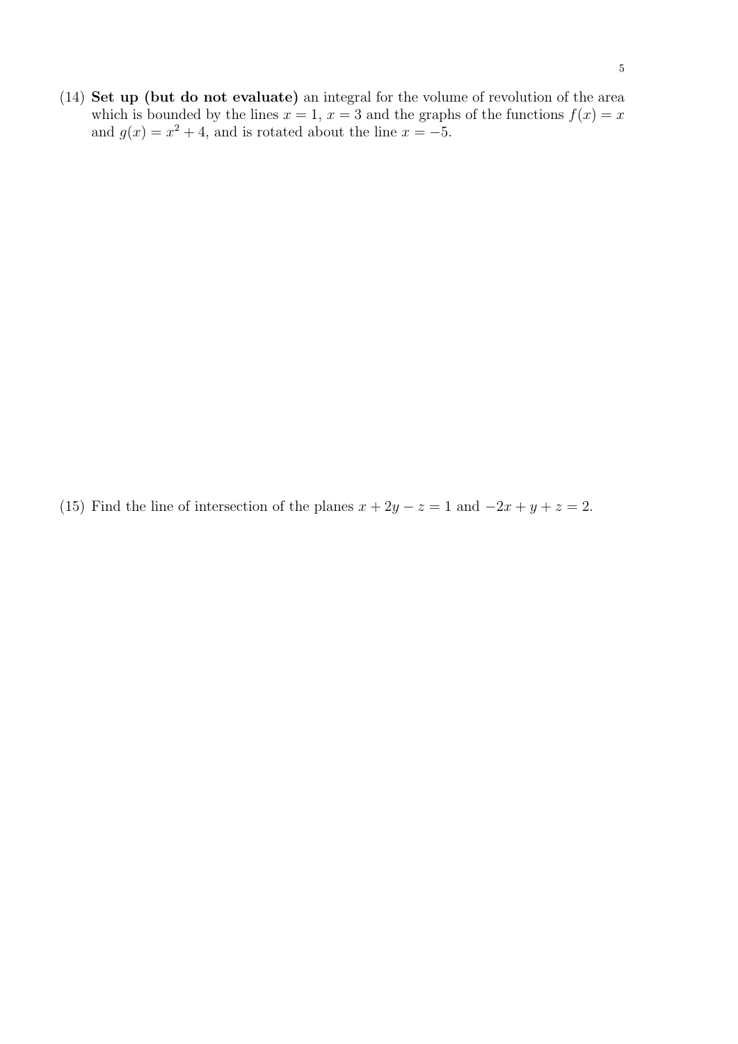(14) **Set up (but do not evaluate)** an integral for the volume of revolution of the area which is bounded by the lines $x = 1$, $x = 3$ and the graphs of the functions $f(x) = x$ and $g(x) = x^2 + 4$, and is rotated about the line $x = -5$.

(15) Find the line of intersection of the planes $x + 2y - z = 1$ and $-2x + y + z = 2$.